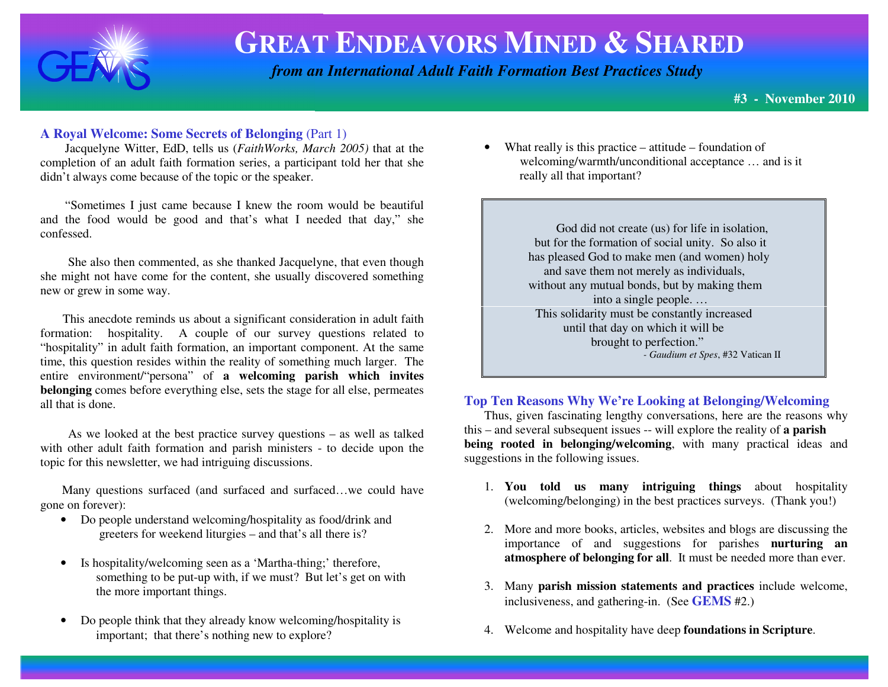# GREAT ENDEAVORS MINED & SHARED

*from an International Adult Faith Formation Best Practices Study*

**#3 - November 2010**

### A Royal Welcome: Some Secrets of Belonging (Part 1)

Jacquelyne Witter, EdD, tells us (*FaithWorks, March 2005)* that at the completion of an adult faith formation series, a participant told her that she didn't always come because of the topic or the speaker.

"Sometimes I just came because I knew the room would be beautiful and the food would be good and that's what I needed that day," she confessed.

She also then commented, as she thanked Jacquelyne, that even though she might not have come for the content, she usually discovered something new or grew in some way.

This anecdote reminds us about a significant consideration in adult faith formation: hospitality. A couple of our survey questions related to "hospitality" in adult faith formation, an important component. At the same time, this question resides within the reality of something much larger. The entire environment/"persona" of **a welcoming parish which invites belonging** comes before everything else, sets the stage for all else, permeates all that is done.

As we looked at the best practice survey questions – as well as talked with other adult faith formation and parish ministers - to decide upon the topic for this newsletter, we had intriguing discussions.

Many questions surfaced (and surfaced and surfaced…we could have gone on forever):

- Do people understand welcoming/hospitality as food/drink and greeters for weekend liturgies – and that's all there is?
- Is hospitality/welcoming seen as a 'Martha-thing;' therefore, something to be put-up with, if we must? But let's get on with the more important things.
- Do people think that they already know welcoming/hospitality is important; that there's nothing new to explore?
- What really is this practice – attitude – foundation of welcoming/warmth/unconditional acceptance … and is it really all that important?

> God did not create (us) for life in isolation, but for the formation of social unity. So also it has pleased God to make men (and women) holy and save them not merely as individuals, without any mutual bonds, but by making them into a single people. …
> This solidarity must be constantly increased until that day on which it will be brought to perfection."
>
> - *Gaudium et Spes*, #32 Vatican II

### Top Ten Reasons Why We're Looking at Belonging/Welcoming

Thus, given fascinating lengthy conversations, here are the reasons why this – and several subsequent issues -- will explore the reality of **a parish being rooted in belonging/welcoming**, with many practical ideas and suggestions in the following issues.

1. **You told us many intriguing things** about hospitality (welcoming/belonging) in the best practices surveys. (Thank you!)
2. More and more books, articles, websites and blogs are discussing the importance of and suggestions for parishes **nurturing an atmosphere of belonging for all**. It must be needed more than ever.
3. Many **parish mission statements and practices** include welcome, inclusiveness, and gathering-in. (See **GEMS** #2.)
4. Welcome and hospitality have deep **foundations in Scripture**.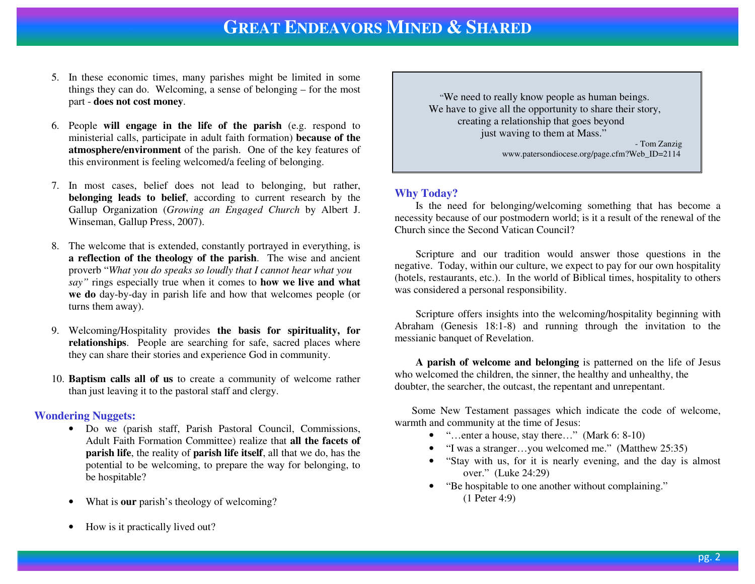5. In these economic times, many parishes might be limited in some things they can do. Welcoming, a sense of belonging – for the most part - **does not cost money**.

6. People **will engage in the life of the parish** (e.g. respond to ministerial calls, participate in adult faith formation) **because of the atmosphere/environment** of the parish. One of the key features of this environment is feeling welcomed/a feeling of belonging.

7. In most cases, belief does not lead to belonging, but rather, **belonging leads to belief**, according to current research by the Gallup Organization (*Growing an Engaged Church* by Albert J. Winseman, Gallup Press, 2007).

8. The welcome that is extended, constantly portrayed in everything, is **a reflection of the theology of the parish**. The wise and ancient proverb "*What you do speaks so loudly that I cannot hear what you say"* rings especially true when it comes to **how we live and what we do** day-by-day in parish life and how that welcomes people (or turns them away).

9. Welcoming/Hospitality provides **the basis for spirituality, for relationships**. People are searching for safe, sacred places where they can share their stories and experience God in community.

10. **Baptism calls all of us** to create a community of welcome rather than just leaving it to the pastoral staff and clergy.

## Wondering Nuggets:

- Do we (parish staff, Parish Pastoral Council, Commissions, Adult Faith Formation Committee) realize that **all the facets of parish life**, the reality of **parish life itself**, all that we do, has the potential to be welcoming, to prepare the way for belonging, to be hospitable?

- What is **our** parish's theology of welcoming?

- How is it practically lived out?

> "We need to really know people as human beings.
> We have to give all the opportunity to share their story,
> creating a relationship that goes beyond
> just waving to them at Mass."
>
> - Tom Zanzig
> www.patersondiocese.org/page.cfm?Web_ID=2114

## Why Today?

Is the need for belonging/welcoming something that has become a necessity because of our postmodern world; is it a result of the renewal of the Church since the Second Vatican Council?

Scripture and our tradition would answer those questions in the negative. Today, within our culture, we expect to pay for our own hospitality (hotels, restaurants, etc.). In the world of Biblical times, hospitality to others was considered a personal responsibility.

Scripture offers insights into the welcoming/hospitality beginning with Abraham (Genesis 18:1-8) and running through the invitation to the messianic banquet of Revelation.

**A parish of welcome and belonging** is patterned on the life of Jesus who welcomed the children, the sinner, the healthy and unhealthy, the doubter, the searcher, the outcast, the repentant and unrepentant.

Some New Testament passages which indicate the code of welcome, warmth and community at the time of Jesus:

- "…enter a house, stay there…" (Mark 6: 8-10)
- "I was a stranger…you welcomed me." (Matthew 25:35)
- "Stay with us, for it is nearly evening, and the day is almost over." (Luke 24:29)
- "Be hospitable to one another without complaining." (1 Peter 4:9)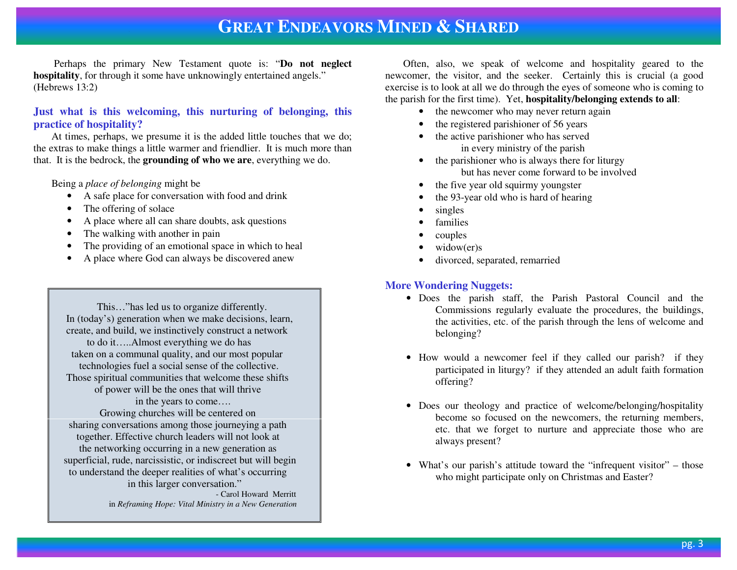Perhaps the primary New Testament quote is: "**Do not neglect hospitality**, for through it some have unknowingly entertained angels." (Hebrews 13:2)

### Just what is this welcoming, this nurturing of belonging, this practice of hospitality?

At times, perhaps, we presume it is the added little touches that we do; the extras to make things a little warmer and friendlier. It is much more than that. It is the bedrock, the **grounding of who we are**, everything we do.

Being a *place of belonging* might be

- A safe place for conversation with food and drink
- The offering of solace
- A place where all can share doubts, ask questions
- The walking with another in pain
- The providing of an emotional space in which to heal
- A place where God can always be discovered anew

> This…"has led us to organize differently. In (today's) generation when we make decisions, learn, create, and build, we instinctively construct a network to do it…..Almost everything we do has taken on a communal quality, and our most popular technologies fuel a social sense of the collective. Those spiritual communities that welcome these shifts of power will be the ones that will thrive in the years to come…. Growing churches will be centered on sharing conversations among those journeying a path together. Effective church leaders will not look at the networking occurring in a new generation as superficial, rude, narcissistic, or indiscreet but will begin to understand the deeper realities of what's occurring in this larger conversation."
>
> \- Carol Howard Merritt in *Reframing Hope: Vital Ministry in a New Generation*

Often, also, we speak of welcome and hospitality geared to the newcomer, the visitor, and the seeker. Certainly this is crucial (a good exercise is to look at all we do through the eyes of someone who is coming to the parish for the first time). Yet, **hospitality/belonging extends to all**:

- the newcomer who may never return again
- the registered parishioner of 56 years
- the active parishioner who has served in every ministry of the parish
- the parishioner who is always there for liturgy but has never come forward to be involved
- the five year old squirmy youngster
- the 93-year old who is hard of hearing
- singles
- families
- couples
- widow(er)s
- divorced, separated, remarried

### More Wondering Nuggets:

- Does the parish staff, the Parish Pastoral Council and the Commissions regularly evaluate the procedures, the buildings, the activities, etc. of the parish through the lens of welcome and belonging?
- How would a newcomer feel if they called our parish? if they participated in liturgy? if they attended an adult faith formation offering?
- Does our theology and practice of welcome/belonging/hospitality become so focused on the newcomers, the returning members, etc. that we forget to nurture and appreciate those who are always present?
- What's our parish's attitude toward the "infrequent visitor" – those who might participate only on Christmas and Easter?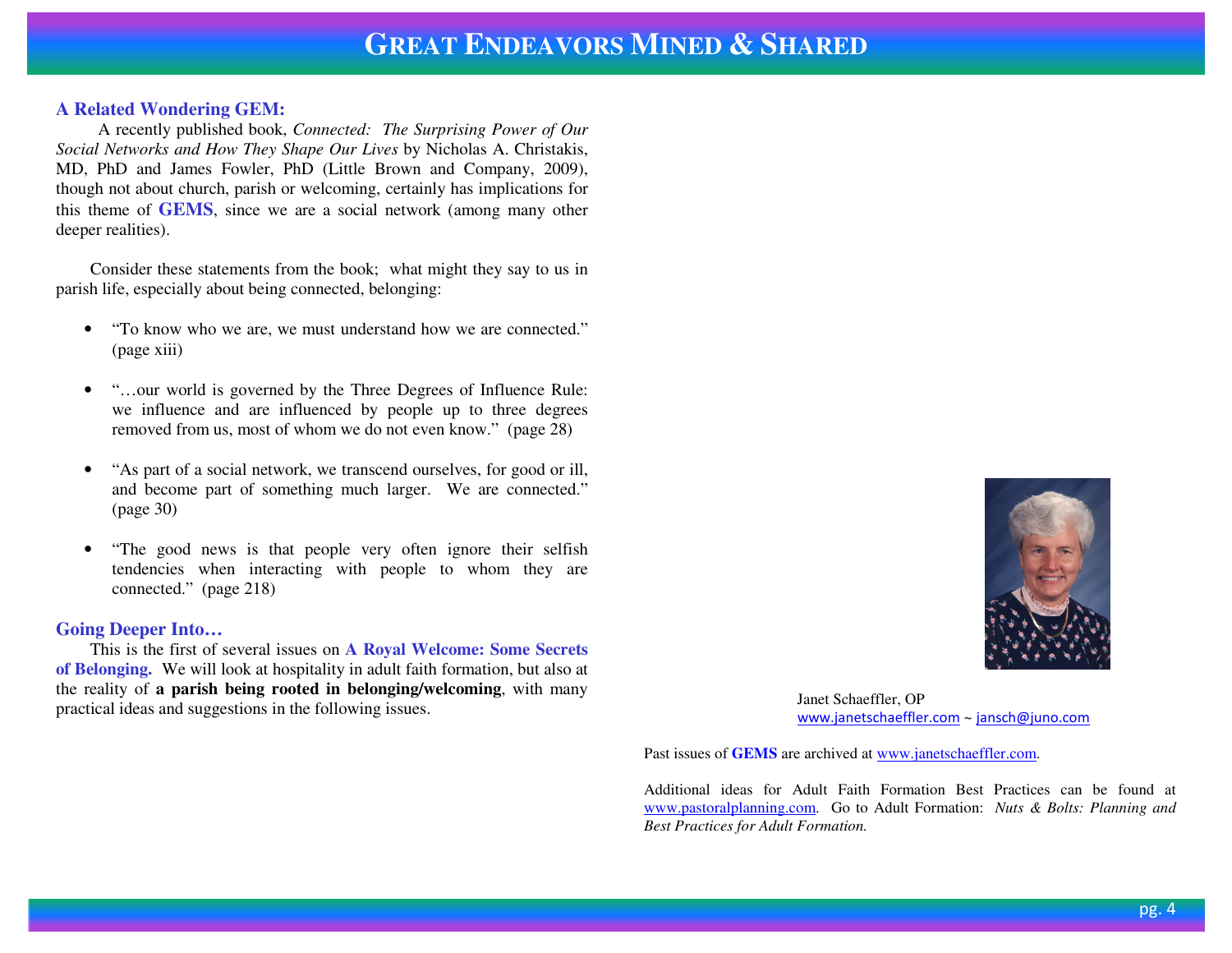### A Related Wondering GEM:

A recently published book, *Connected: The Surprising Power of Our Social Networks and How They Shape Our Lives* by Nicholas A. Christakis, MD, PhD and James Fowler, PhD (Little Brown and Company, 2009), though not about church, parish or welcoming, certainly has implications for this theme of **GEMS**, since we are a social network (among many other deeper realities).

Consider these statements from the book; what might they say to us in parish life, especially about being connected, belonging:

- "To know who we are, we must understand how we are connected." (page xiii)
- "…our world is governed by the Three Degrees of Influence Rule: we influence and are influenced by people up to three degrees removed from us, most of whom we do not even know." (page 28)
- "As part of a social network, we transcend ourselves, for good or ill, and become part of something much larger. We are connected." (page 30)
- "The good news is that people very often ignore their selfish tendencies when interacting with people to whom they are connected." (page 218)

### Going Deeper Into…

This is the first of several issues on **A Royal Welcome: Some Secrets of Belonging.** We will look at hospitality in adult faith formation, but also at the reality of **a parish being rooted in belonging/welcoming**, with many practical ideas and suggestions in the following issues.

Janet Schaeffler, OP
www.janetschaeffler.com ~ jansch@juno.com

Past issues of **GEMS** are archived at www.janetschaeffler.com.

Additional ideas for Adult Faith Formation Best Practices can be found at www.pastoralplanning.com. Go to Adult Formation: *Nuts & Bolts: Planning and Best Practices for Adult Formation.*